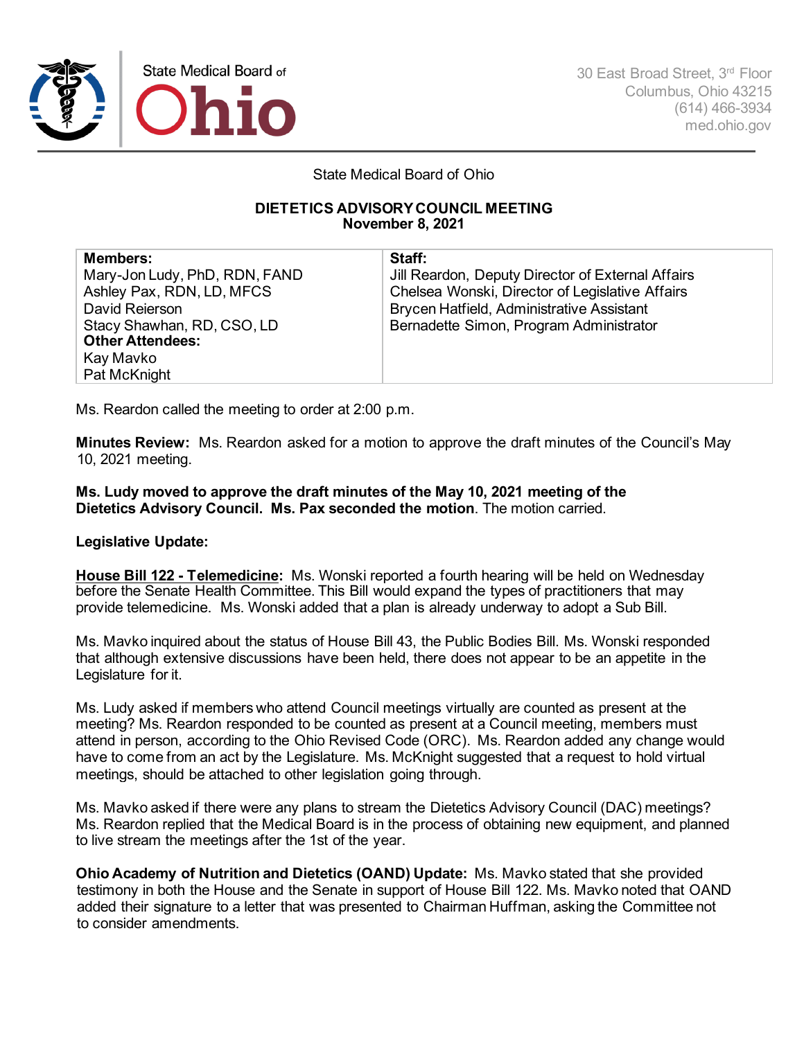State Medical Board of Ohio

30 East Broad Street, 3rd Floor
Columbus, Ohio 43215
(614) 466-3934
med.ohio.gov

State Medical Board of Ohio

## DIETETICS ADVISORY COUNCIL MEETING
**November 8, 2021**

| **Members:** | **Staff:** |
|---|---|
| Mary-Jon Ludy, PhD, RDN, FAND | Jill Reardon, Deputy Director of External Affairs |
| Ashley Pax, RDN, LD, MFCS | Chelsea Wonski, Director of Legislative Affairs |
| David Reierson | Brycen Hatfield, Administrative Assistant |
| Stacy Shawhan, RD, CSO, LD | Bernadette Simon, Program Administrator |
| **Other Attendees:** | |
| Kay Mavko | |
| Pat McKnight | |

Ms. Reardon called the meeting to order at 2:00 p.m.

**Minutes Review:** Ms. Reardon asked for a motion to approve the draft minutes of the Council's May 10, 2021 meeting.

**Ms. Ludy moved to approve the draft minutes of the May 10, 2021 meeting of the Dietetics Advisory Council. Ms. Pax seconded the motion**. The motion carried.

**Legislative Update:**

**House Bill 122 - Telemedicine:** Ms. Wonski reported a fourth hearing will be held on Wednesday before the Senate Health Committee. This Bill would expand the types of practitioners that may provide telemedicine. Ms. Wonski added that a plan is already underway to adopt a Sub Bill.

Ms. Mavko inquired about the status of House Bill 43, the Public Bodies Bill. Ms. Wonski responded that although extensive discussions have been held, there does not appear to be an appetite in the Legislature for it.

Ms. Ludy asked if members who attend Council meetings virtually are counted as present at the meeting? Ms. Reardon responded to be counted as present at a Council meeting, members must attend in person, according to the Ohio Revised Code (ORC). Ms. Reardon added any change would have to come from an act by the Legislature. Ms. McKnight suggested that a request to hold virtual meetings, should be attached to other legislation going through.

Ms. Mavko asked if there were any plans to stream the Dietetics Advisory Council (DAC) meetings? Ms. Reardon replied that the Medical Board is in the process of obtaining new equipment, and planned to live stream the meetings after the 1st of the year.

**Ohio Academy of Nutrition and Dietetics (OAND) Update:** Ms. Mavko stated that she provided testimony in both the House and the Senate in support of House Bill 122. Ms. Mavko noted that OAND added their signature to a letter that was presented to Chairman Huffman, asking the Committee not to consider amendments.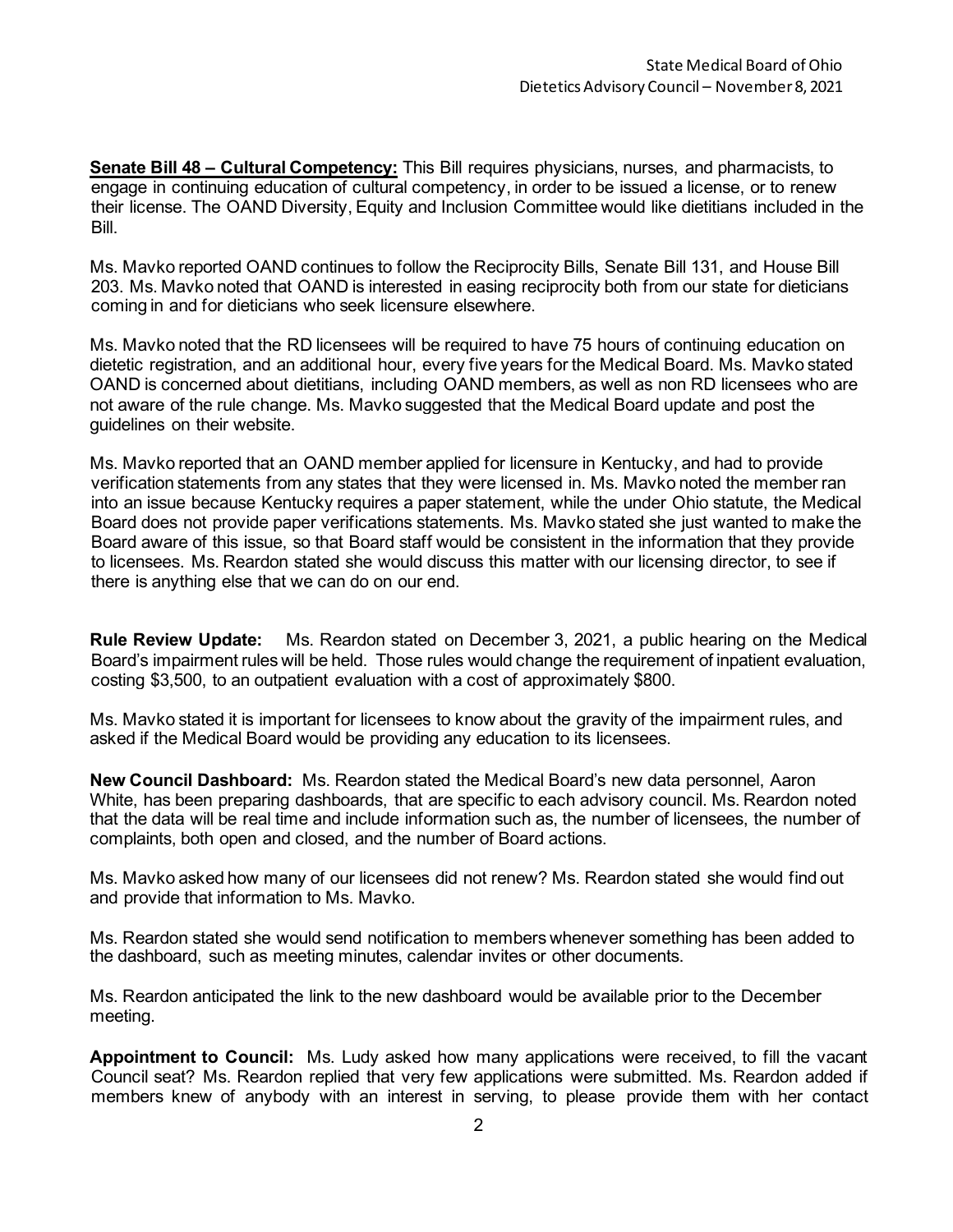**Senate Bill 48 – Cultural Competency:** This Bill requires physicians, nurses, and pharmacists, to engage in continuing education of cultural competency, in order to be issued a license, or to renew their license. The OAND Diversity, Equity and Inclusion Committee would like dietitians included in the Bill.

Ms. Mavko reported OAND continues to follow the Reciprocity Bills, Senate Bill 131, and House Bill 203. Ms. Mavko noted that OAND is interested in easing reciprocity both from our state for dieticians coming in and for dieticians who seek licensure elsewhere.

Ms. Mavko noted that the RD licensees will be required to have 75 hours of continuing education on dietetic registration, and an additional hour, every five years for the Medical Board. Ms. Mavko stated OAND is concerned about dietitians, including OAND members, as well as non RD licensees who are not aware of the rule change. Ms. Mavko suggested that the Medical Board update and post the guidelines on their website.

Ms. Mavko reported that an OAND member applied for licensure in Kentucky, and had to provide verification statements from any states that they were licensed in. Ms. Mavko noted the member ran into an issue because Kentucky requires a paper statement, while the under Ohio statute, the Medical Board does not provide paper verifications statements. Ms. Mavko stated she just wanted to make the Board aware of this issue, so that Board staff would be consistent in the information that they provide to licensees. Ms. Reardon stated she would discuss this matter with our licensing director, to see if there is anything else that we can do on our end.

**Rule Review Update:** Ms. Reardon stated on December 3, 2021, a public hearing on the Medical Board's impairment rules will be held. Those rules would change the requirement of inpatient evaluation, costing $3,500, to an outpatient evaluation with a cost of approximately $800.

Ms. Mavko stated it is important for licensees to know about the gravity of the impairment rules, and asked if the Medical Board would be providing any education to its licensees.

**New Council Dashboard:** Ms. Reardon stated the Medical Board's new data personnel, Aaron White, has been preparing dashboards, that are specific to each advisory council. Ms. Reardon noted that the data will be real time and include information such as, the number of licensees, the number of complaints, both open and closed, and the number of Board actions.

Ms. Mavko asked how many of our licensees did not renew? Ms. Reardon stated she would find out and provide that information to Ms. Mavko.

Ms. Reardon stated she would send notification to members whenever something has been added to the dashboard, such as meeting minutes, calendar invites or other documents.

Ms. Reardon anticipated the link to the new dashboard would be available prior to the December meeting.

**Appointment to Council:** Ms. Ludy asked how many applications were received, to fill the vacant Council seat? Ms. Reardon replied that very few applications were submitted. Ms. Reardon added if members knew of anybody with an interest in serving, to please provide them with her contact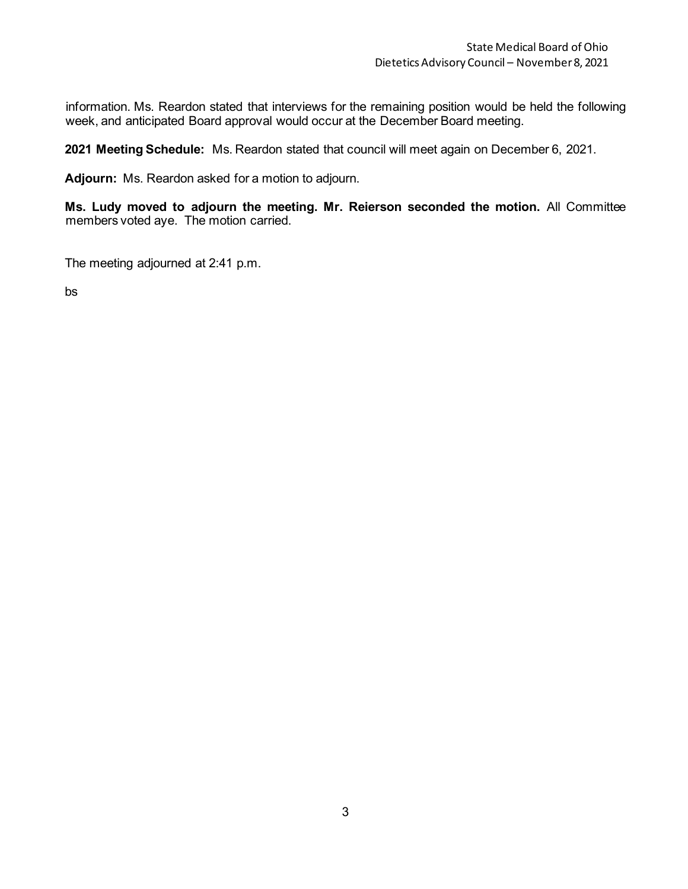information. Ms. Reardon stated that interviews for the remaining position would be held the following week, and anticipated Board approval would occur at the December Board meeting.

**2021 Meeting Schedule:** Ms. Reardon stated that council will meet again on December 6, 2021.

**Adjourn:** Ms. Reardon asked for a motion to adjourn.

**Ms. Ludy moved to adjourn the meeting. Mr. Reierson seconded the motion.** All Committee members voted aye. The motion carried.

The meeting adjourned at 2:41 p.m.

bs